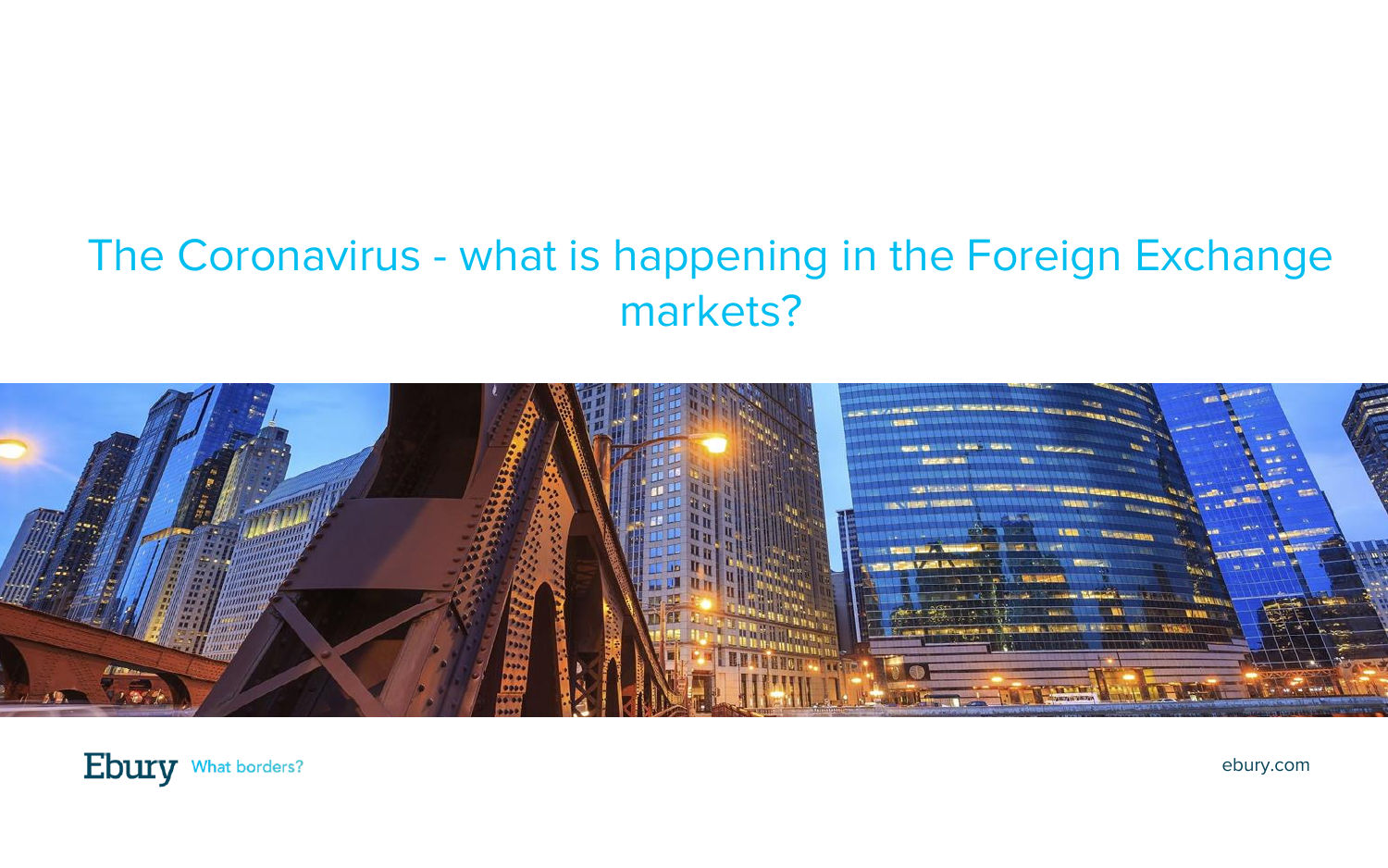# The Coronavirus - what is happening in the Foreign Exchange markets?

Ebury What borders?

ebury.com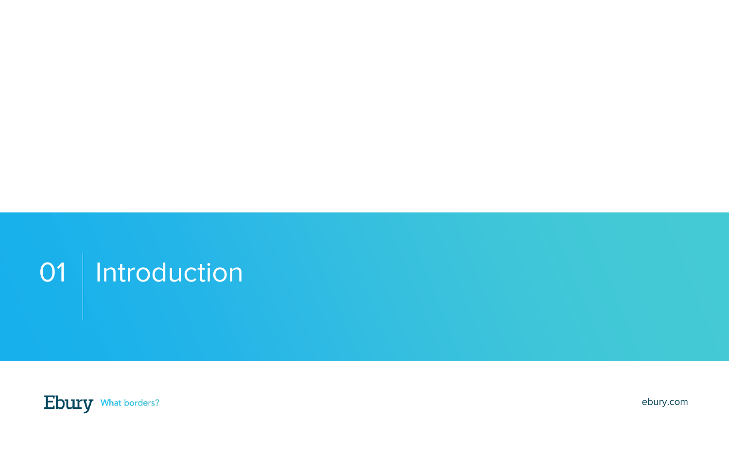# 01 Introduction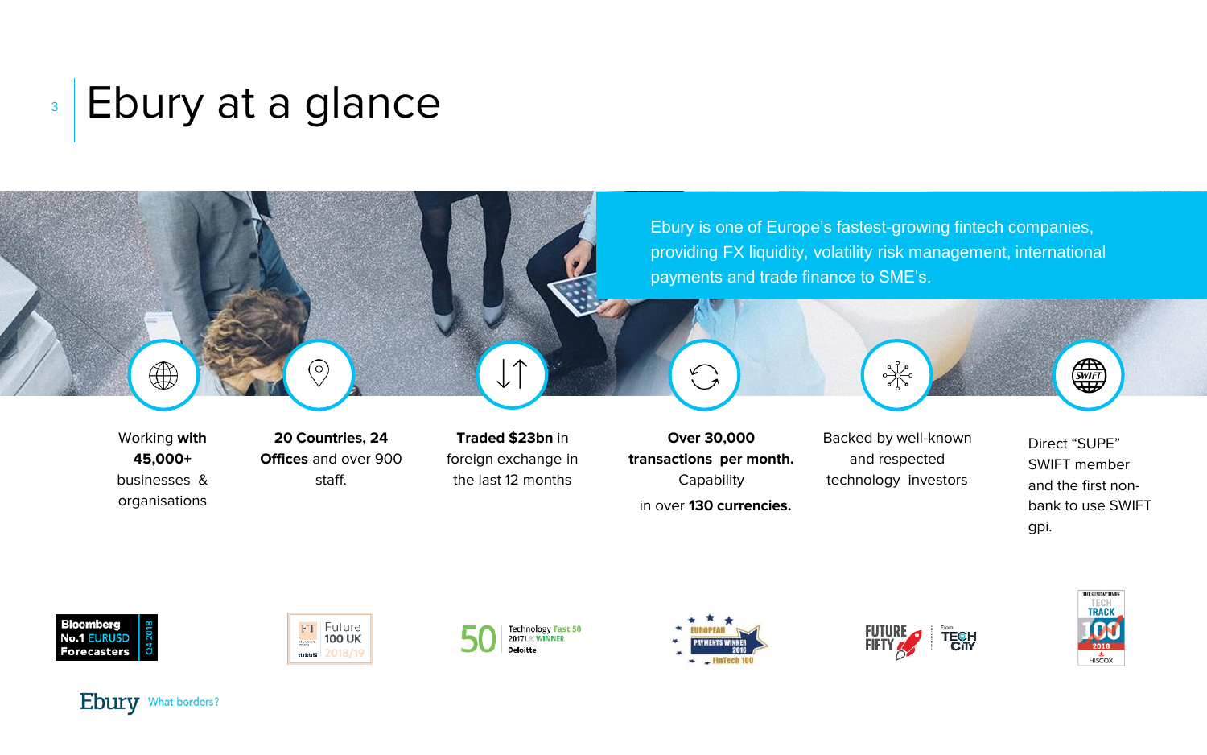# Ebury at a glance

Ebury is one of Europe's fastest-growing fintech companies, providing FX liquidity, volatility risk management, international payments and trade finance to SME's.

Working **with 45,000+** businesses & organisations

**20 Countries, 24 Offices** and over 900 staff.

**Traded $23bn** in foreign exchange in the last 12 months

**Over 30,000 transactions per month.** Capability in over **130 currencies.**

Backed by well-known and respected technology investors

Direct "SUPE" SWIFT member and the first non-bank to use SWIFT gpi.

Bloomberg No.1 EURUSD Forecasters Q4 2018

FT Future 100 UK 2018/19

50 Technology Fast 50 2017 UK WINNER Deloitte.

European Payments Winner 2016 FinTech 100

Future Fifty From Tech City

The Sunday Times Tech Track 100 2018 Hiscox

Ebury What borders?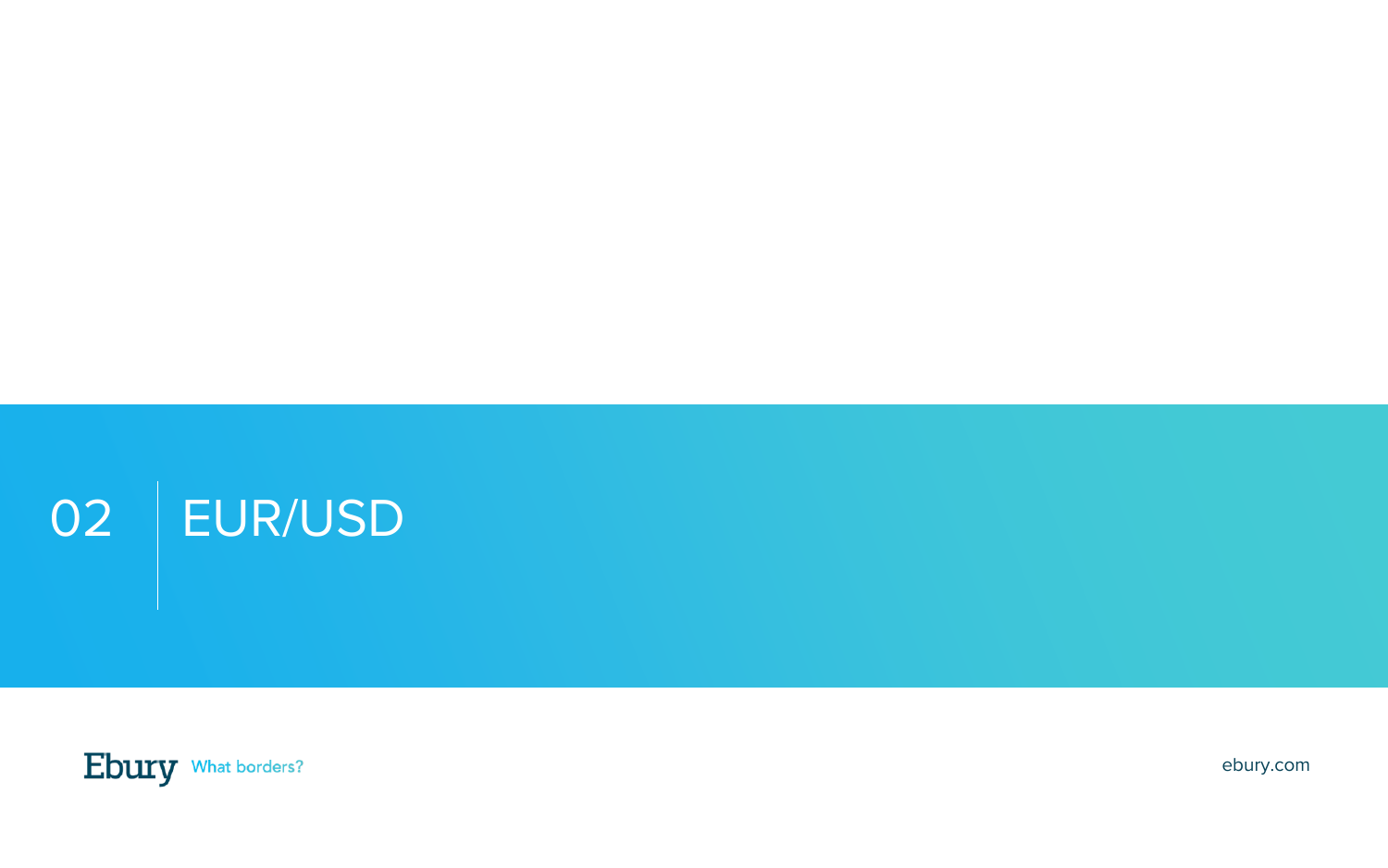# 02 EUR/USD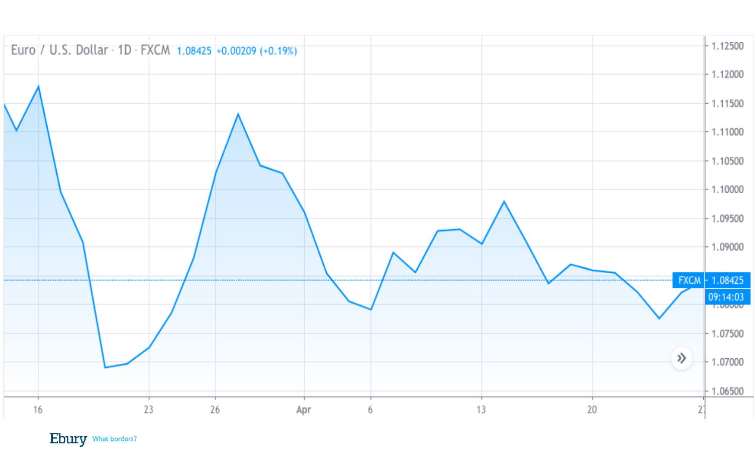Euro / U.S. Dollar · 1D · FXCM 1.08425 +0.00209 (+0.19%)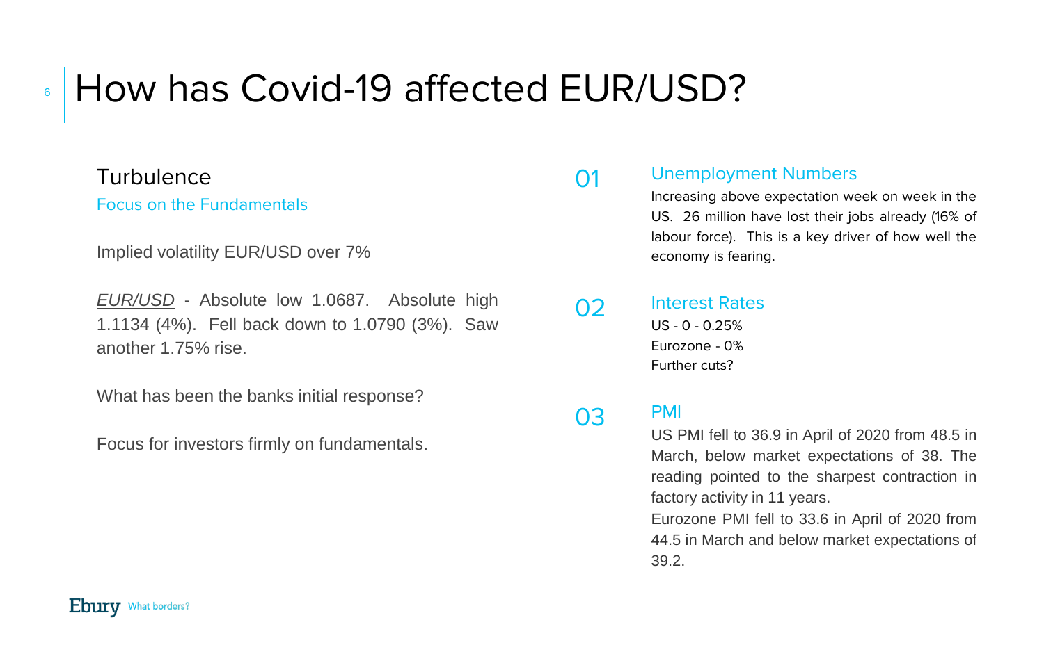# How has Covid-19 affected EUR/USD?

## Turbulence

### Focus on the Fundamentals

Implied volatility EUR/USD over 7%

*EUR/USD* - Absolute low 1.0687. Absolute high 1.1134 (4%). Fell back down to 1.0790 (3%). Saw another 1.75% rise.

What has been the banks initial response?

Focus for investors firmly on fundamentals.

### 01 Unemployment Numbers

Increasing above expectation week on week in the US. 26 million have lost their jobs already (16% of labour force). This is a key driver of how well the economy is fearing.

### 02 Interest Rates

US - 0 - 0.25%
Eurozone - 0%
Further cuts?

### 03 PMI

US PMI fell to 36.9 in April of 2020 from 48.5 in March, below market expectations of 38. The reading pointed to the sharpest contraction in factory activity in 11 years.

Eurozone PMI fell to 33.6 in April of 2020 from 44.5 in March and below market expectations of 39.2.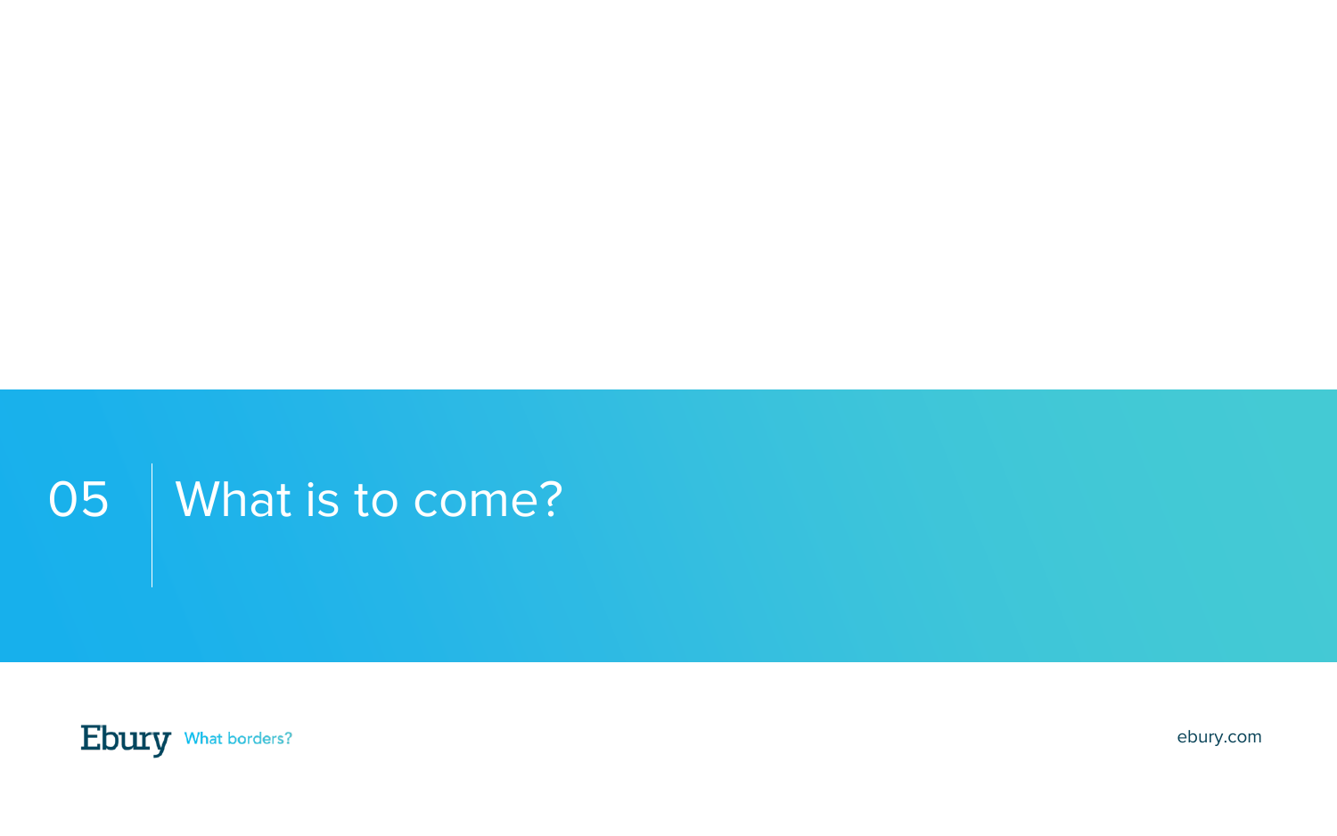# 05 What is to come?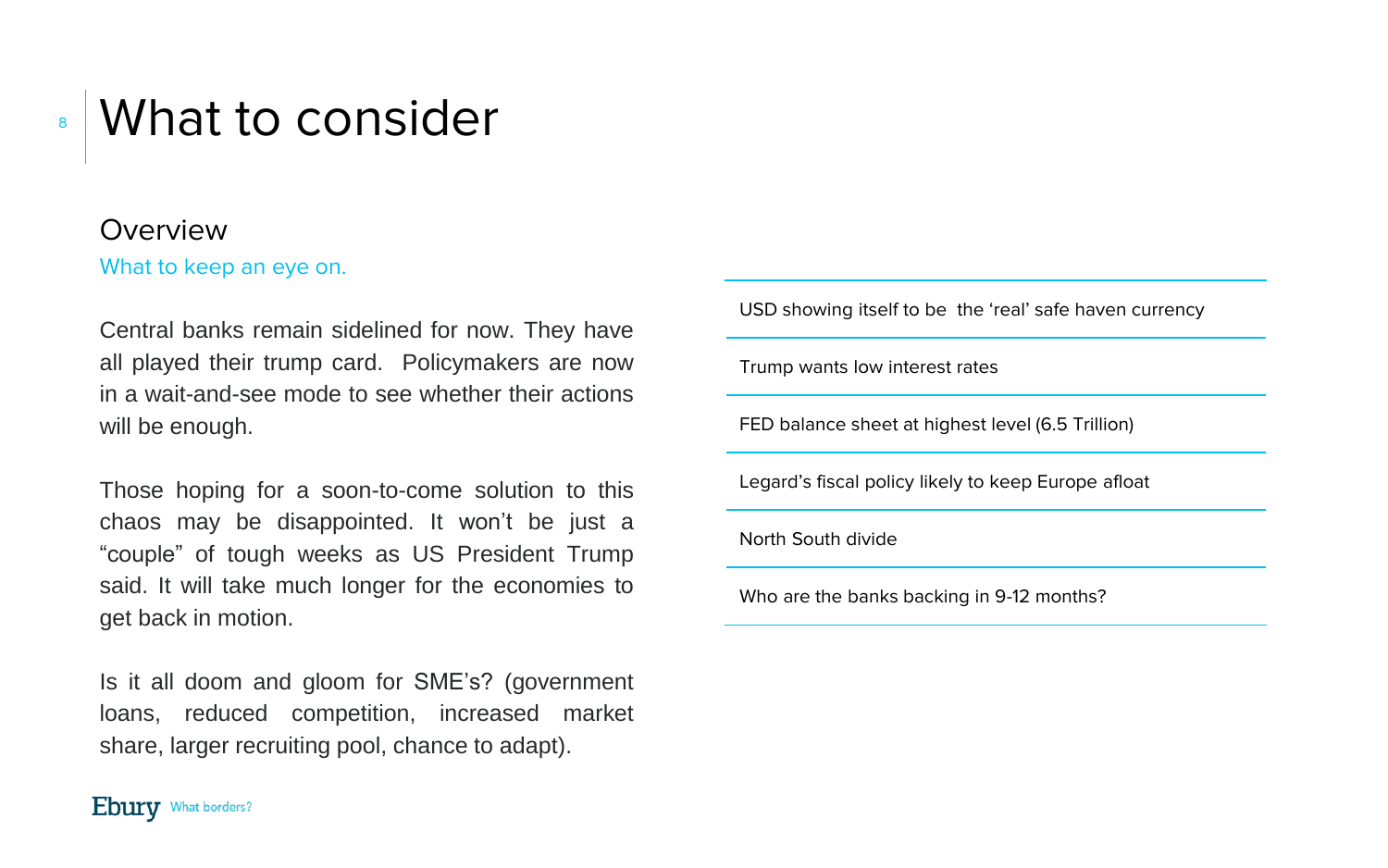# What to consider

## Overview

What to keep an eye on.

Central banks remain sidelined for now. They have all played their trump card. Policymakers are now in a wait-and-see mode to see whether their actions will be enough.

Those hoping for a soon-to-come solution to this chaos may be disappointed. It won't be just a "couple" of tough weeks as US President Trump said. It will take much longer for the economies to get back in motion.

Is it all doom and gloom for SME's? (government loans, reduced competition, increased market share, larger recruiting pool, chance to adapt).

- USD showing itself to be the 'real' safe haven currency
- Trump wants low interest rates
- FED balance sheet at highest level (6.5 Trillion)
- Legard's fiscal policy likely to keep Europe afloat
- North South divide
- Who are the banks backing in 9-12 months?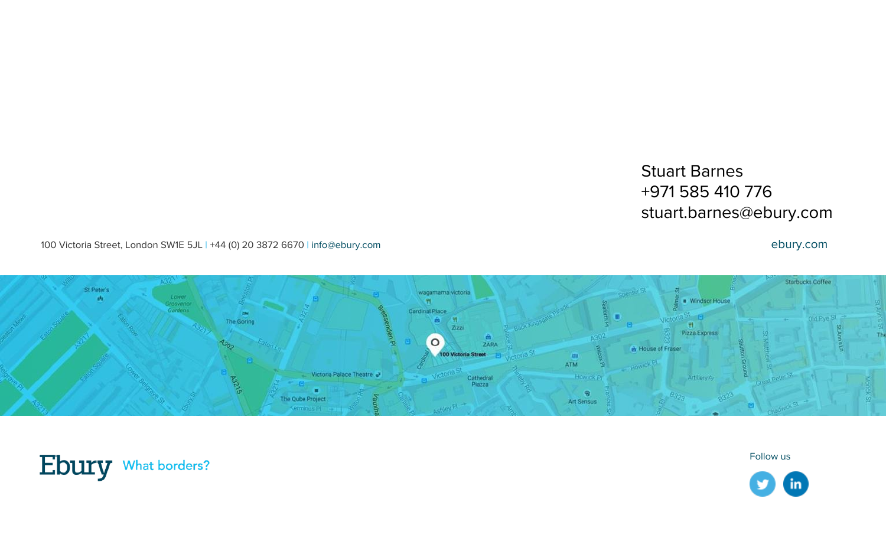Stuart Barnes
+971 585 410 776
stuart.barnes@ebury.com

100 Victoria Street, London SW1E 5JL | +44 (0) 20 3872 6670 | info@ebury.com

ebury.com

Ebury What borders?

Follow us